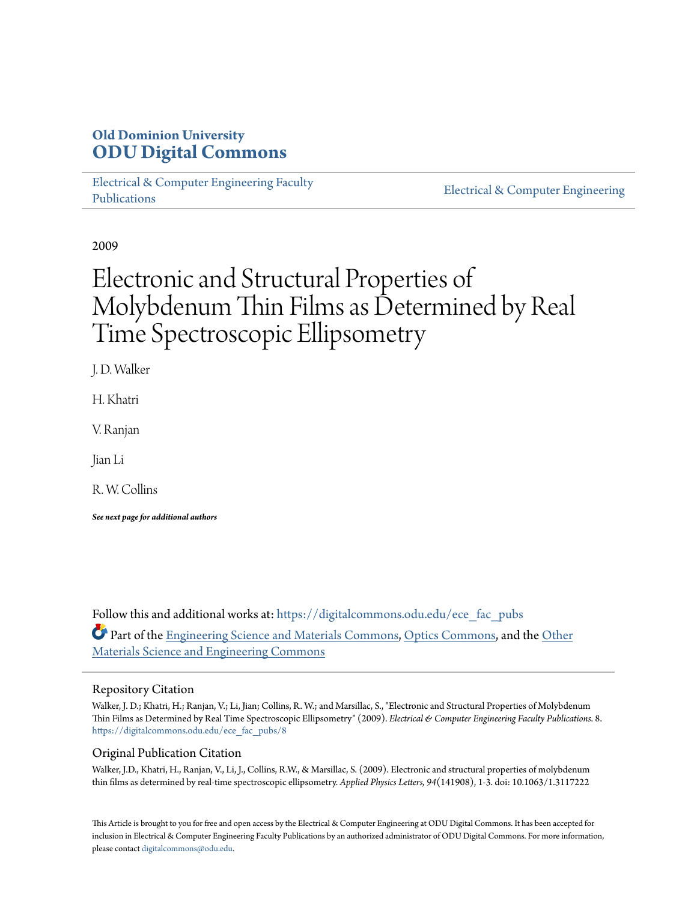**Old Dominion University**
**ODU Digital Commons**

Electrical & Computer Engineering Faculty Publications | Electrical & Computer Engineering

2009

# Electronic and Structural Properties of Molybdenum Thin Films as Determined by Real Time Spectroscopic Ellipsometry

J. D. Walker

H. Khatri

V. Ranjan

Jian Li

R. W. Collins

***See next page for additional authors***

Follow this and additional works at: https://digitalcommons.odu.edu/ece_fac_pubs

Part of the Engineering Science and Materials Commons, Optics Commons, and the Other Materials Science and Engineering Commons

## Repository Citation

Walker, J. D.; Khatri, H.; Ranjan, V.; Li, Jian; Collins, R. W.; and Marsillac, S., "Electronic and Structural Properties of Molybdenum Thin Films as Determined by Real Time Spectroscopic Ellipsometry" (2009). *Electrical & Computer Engineering Faculty Publications*. 8. https://digitalcommons.odu.edu/ece_fac_pubs/8

## Original Publication Citation

Walker, J.D., Khatri, H., Ranjan, V., Li, J., Collins, R.W., & Marsillac, S. (2009). Electronic and structural properties of molybdenum thin films as determined by real-time spectroscopic ellipsometry. *Applied Physics Letters, 94*(141908), 1-3. doi: 10.1063/1.3117222

This Article is brought to you for free and open access by the Electrical & Computer Engineering at ODU Digital Commons. It has been accepted for inclusion in Electrical & Computer Engineering Faculty Publications by an authorized administrator of ODU Digital Commons. For more information, please contact digitalcommons@odu.edu.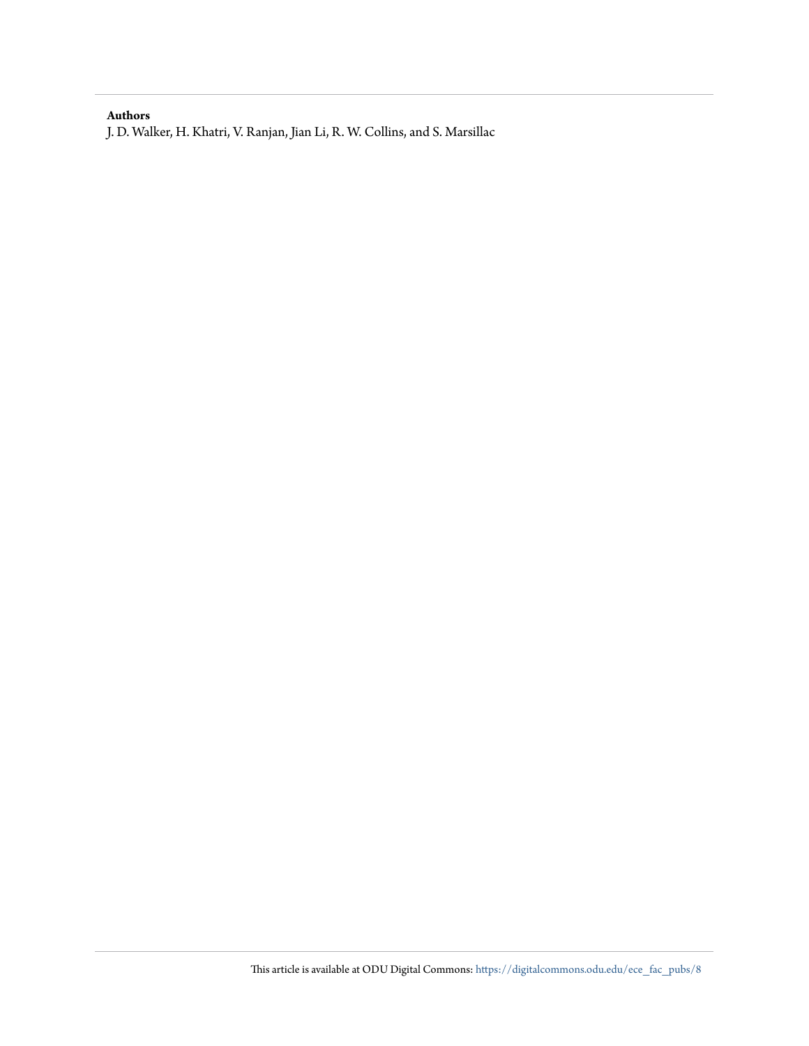**Authors**

J. D. Walker, H. Khatri, V. Ranjan, Jian Li, R. W. Collins, and S. Marsillac

This article is available at ODU Digital Commons: https://digitalcommons.odu.edu/ece_fac_pubs/8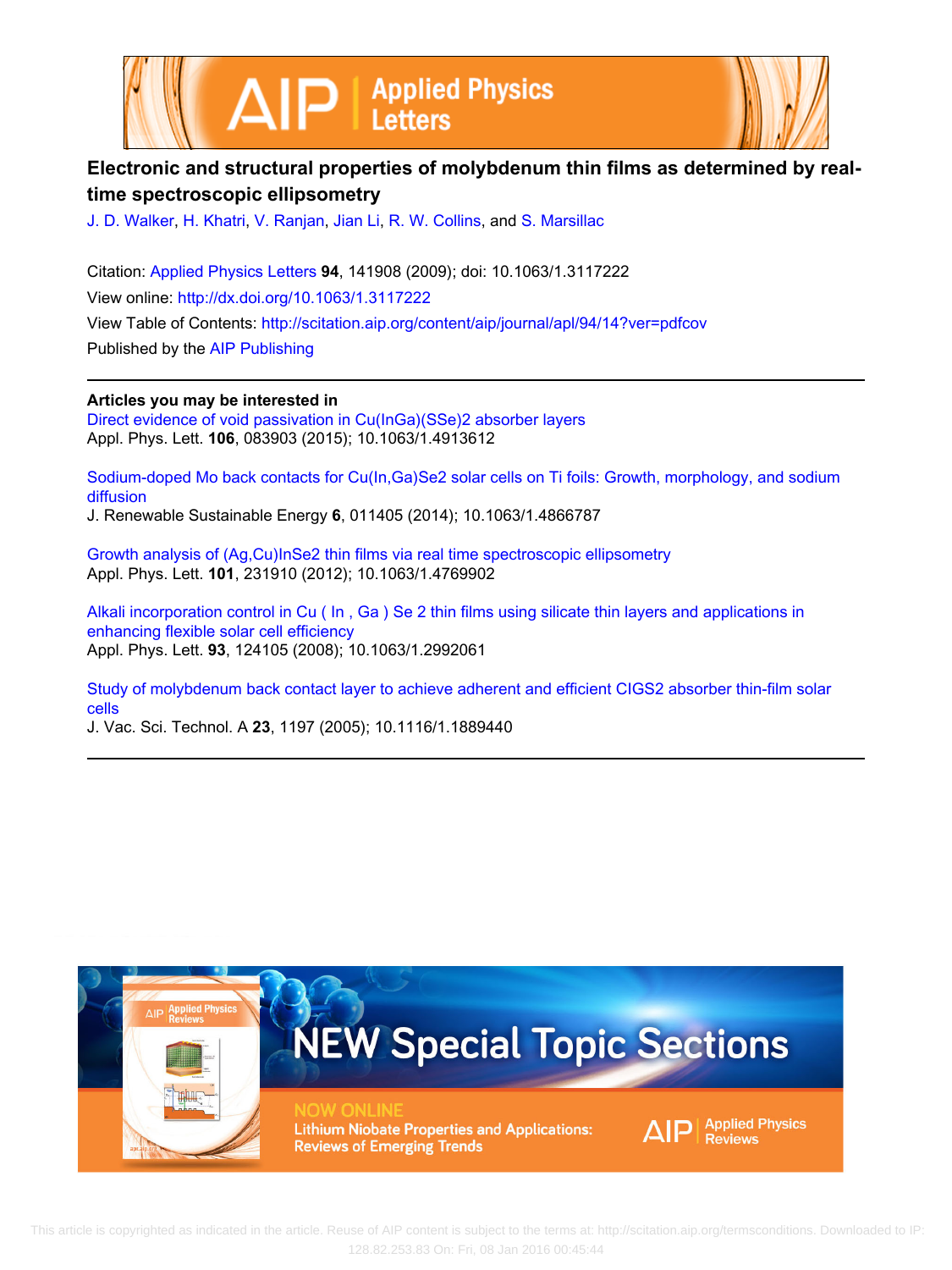# Electronic and structural properties of molybdenum thin films as determined by real-time spectroscopic ellipsometry

J. D. Walker, H. Khatri, V. Ranjan, Jian Li, R. W. Collins, and S. Marsillac

Citation: Applied Physics Letters **94**, 141908 (2009); doi: 10.1063/1.3117222

View online: http://dx.doi.org/10.1063/1.3117222

View Table of Contents: http://scitation.aip.org/content/aip/journal/apl/94/14?ver=pdfcov

Published by the AIP Publishing

---

**Articles you may be interested in**

Direct evidence of void passivation in Cu(InGa)(SSe)2 absorber layers
Appl. Phys. Lett. **106**, 083903 (2015); 10.1063/1.4913612

Sodium-doped Mo back contacts for Cu(In,Ga)Se2 solar cells on Ti foils: Growth, morphology, and sodium diffusion
J. Renewable Sustainable Energy **6**, 011405 (2014); 10.1063/1.4866787

Growth analysis of (Ag,Cu)InSe2 thin films via real time spectroscopic ellipsometry
Appl. Phys. Lett. **101**, 231910 (2012); 10.1063/1.4769902

Alkali incorporation control in Cu ( In , Ga ) Se 2 thin films using silicate thin layers and applications in enhancing flexible solar cell efficiency
Appl. Phys. Lett. **93**, 124105 (2008); 10.1063/1.2992061

Study of molybdenum back contact layer to achieve adherent and efficient CIGS2 absorber thin-film solar cells
J. Vac. Sci. Technol. A **23**, 1197 (2005); 10.1116/1.1889440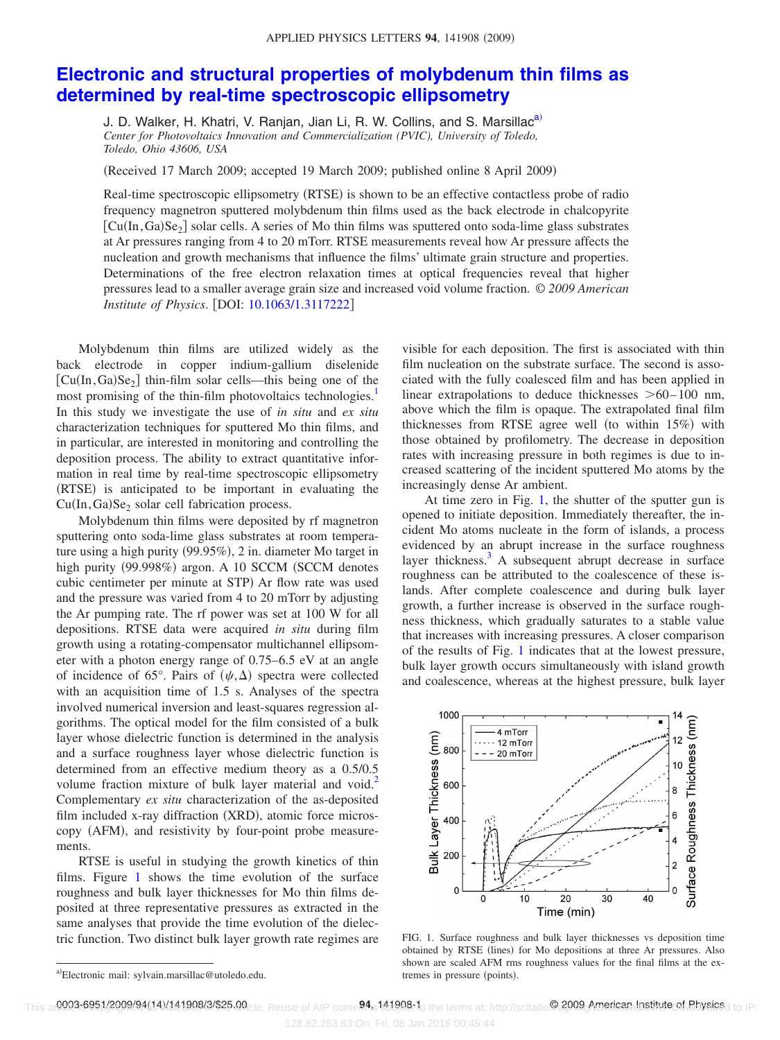# Electronic and structural properties of molybdenum thin films as determined by real-time spectroscopic ellipsometry

J. D. Walker, H. Khatri, V. Ranjan, Jian Li, R. W. Collins, and S. Marsillac[a)]

*Center for Photovoltaics Innovation and Commercialization (PVIC), University of Toledo, Toledo, Ohio 43606, USA*

(Received 17 March 2009; accepted 19 March 2009; published online 8 April 2009)

Real-time spectroscopic ellipsometry (RTSE) is shown to be an effective contactless probe of radio frequency magnetron sputtered molybdenum thin films used as the back electrode in chalcopyrite [$Cu(In,Ga)Se_2$] solar cells. A series of Mo thin films was sputtered onto soda-lime glass substrates at Ar pressures ranging from 4 to 20 mTorr. RTSE measurements reveal how Ar pressure affects the nucleation and growth mechanisms that influence the films' ultimate grain structure and properties. Determinations of the free electron relaxation times at optical frequencies reveal that higher pressures lead to a smaller average grain size and increased void volume fraction. *© 2009 American Institute of Physics.* [DOI: 10.1063/1.3117222]

Molybdenum thin films are utilized widely as the back electrode in copper indium-gallium diselenide [$Cu(In,Ga)Se_2$] thin-film solar cells—this being one of the most promising of the thin-film photovoltaics technologies.[1] In this study we investigate the use of *in situ* and *ex situ* characterization techniques for sputtered Mo thin films, and in particular, are interested in monitoring and controlling the deposition process. The ability to extract quantitative information in real time by real-time spectroscopic ellipsometry (RTSE) is anticipated to be important in evaluating the $Cu(In,Ga)Se_2$ solar cell fabrication process.

Molybdenum thin films were deposited by rf magnetron sputtering onto soda-lime glass substrates at room temperature using a high purity (99.95%), 2 in. diameter Mo target in high purity (99.998%) argon. A 10 SCCM (SCCM denotes cubic centimeter per minute at STP) Ar flow rate was used and the pressure was varied from 4 to 20 mTorr by adjusting the Ar pumping rate. The rf power was set at 100 W for all depositions. RTSE data were acquired *in situ* during film growth using a rotating-compensator multichannel ellipsometer with a photon energy range of 0.75–6.5 eV at an angle of incidence of 65°. Pairs of $(\psi,\Delta)$ spectra were collected with an acquisition time of 1.5 s. Analyses of the spectra involved numerical inversion and least-squares regression algorithms. The optical model for the film consisted of a bulk layer whose dielectric function is determined in the analysis and a surface roughness layer whose dielectric function is determined from an effective medium theory as a 0.5/0.5 volume fraction mixture of bulk layer material and void.[2] Complementary *ex situ* characterization of the as-deposited film included x-ray diffraction (XRD), atomic force microscopy (AFM), and resistivity by four-point probe measurements.

RTSE is useful in studying the growth kinetics of thin films. Figure 1 shows the time evolution of the surface roughness and bulk layer thicknesses for Mo thin films deposited at three representative pressures as extracted in the same analyses that provide the time evolution of the dielectric function. Two distinct bulk layer growth rate regimes are visible for each deposition. The first is associated with thin film nucleation on the substrate surface. The second is associated with the fully coalesced film and has been applied in linear extrapolations to deduce thicknesses >60–100 nm, above which the film is opaque. The extrapolated final film thicknesses from RTSE agree well (to within 15%) with those obtained by profilometry. The decrease in deposition rates with increasing pressure in both regimes is due to increased scattering of the incident sputtered Mo atoms by the increasingly dense Ar ambient.

At time zero in Fig. 1, the shutter of the sputter gun is opened to initiate deposition. Immediately thereafter, the incident Mo atoms nucleate in the form of islands, a process evidenced by an abrupt increase in the surface roughness layer thickness.[3] A subsequent abrupt decrease in surface roughness can be attributed to the coalescence of these islands. After complete coalescence and during bulk layer growth, a further increase is observed in the surface roughness thickness, which gradually saturates to a stable value that increases with increasing pressures. A closer comparison of the results of Fig. 1 indicates that at the lowest pressure, bulk layer growth occurs simultaneously with island growth and coalescence, whereas at the highest pressure, bulk layer

FIG. 1. Surface roughness and bulk layer thicknesses vs deposition time obtained by RTSE (lines) for Mo depositions at three Ar pressures. Also shown are scaled AFM rms roughness values for the final films at the extremes in pressure (points).

a)Electronic mail: sylvain.marsillac@utoledo.edu.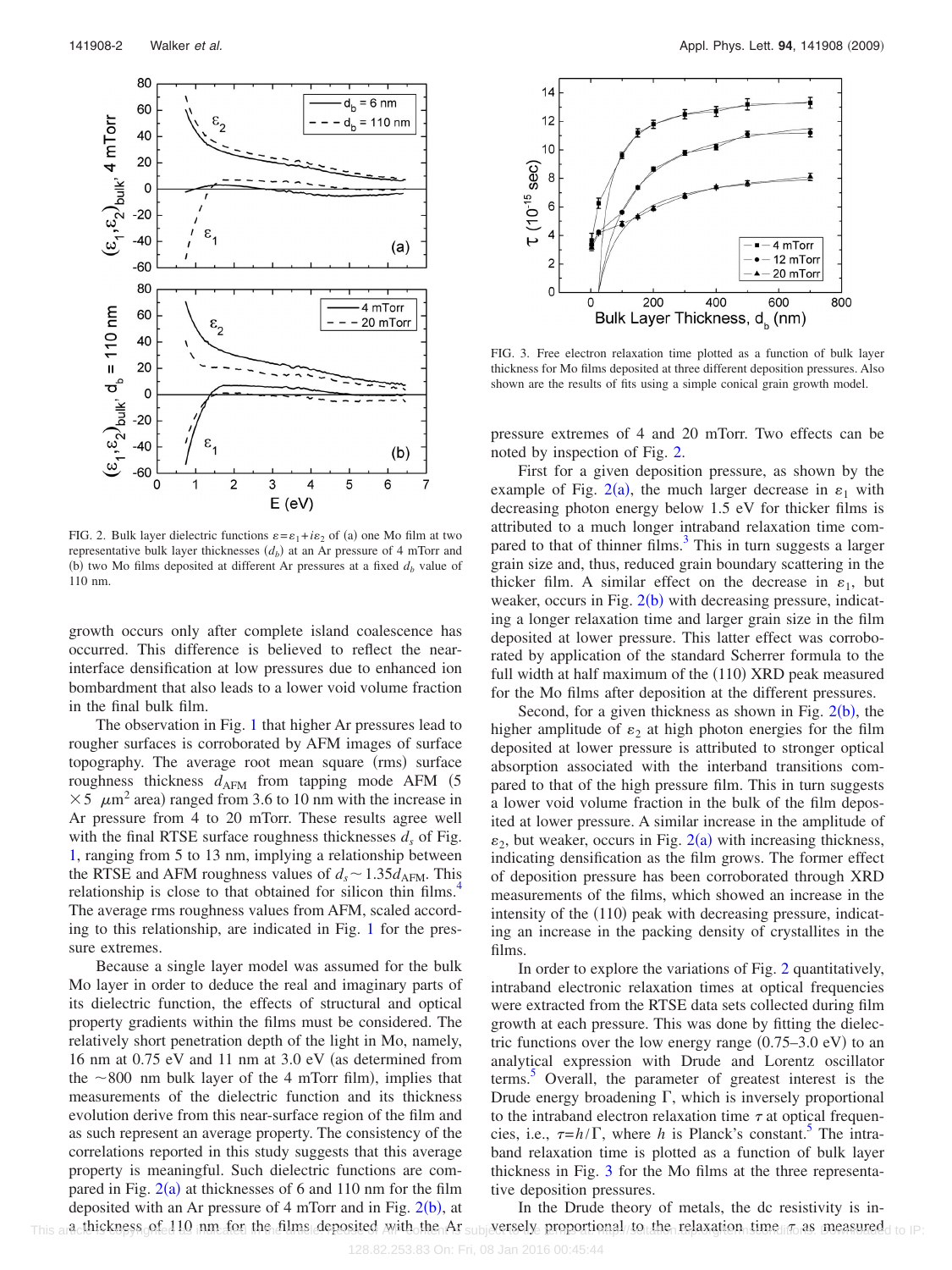FIG. 2. Bulk layer dielectric functions $\varepsilon = \varepsilon_1 + i\varepsilon_2$ of (a) one Mo film at two representative bulk layer thicknesses ($d_b$) at an Ar pressure of 4 mTorr and (b) two Mo films deposited at different Ar pressures at a fixed $d_b$ value of 110 nm.

growth occurs only after complete island coalescence has occurred. This difference is believed to reflect the near-interface densification at low pressures due to enhanced ion bombardment that also leads to a lower void volume fraction in the final bulk film.

The observation in Fig. 1 that higher Ar pressures lead to rougher surfaces is corroborated by AFM images of surface topography. The average root mean square (rms) surface roughness thickness $d_{\mathrm{AFM}}$ from tapping mode AFM ($5 \times 5$ $\mu$m$^2$ area) ranged from 3.6 to 10 nm with the increase in Ar pressure from 4 to 20 mTorr. These results agree well with the final RTSE surface roughness thicknesses $d_s$ of Fig. 1, ranging from 5 to 13 nm, implying a relationship between the RTSE and AFM roughness values of $d_s \sim 1.35 d_{\mathrm{AFM}}$. This relationship is close to that obtained for silicon thin films.[4] The average rms roughness values from AFM, scaled according to this relationship, are indicated in Fig. 1 for the pressure extremes.

Because a single layer model was assumed for the bulk Mo layer in order to deduce the real and imaginary parts of its dielectric function, the effects of structural and optical property gradients within the films must be considered. The relatively short penetration depth of the light in Mo, namely, 16 nm at 0.75 eV and 11 nm at 3.0 eV (as determined from the ~800 nm bulk layer of the 4 mTorr film), implies that measurements of the dielectric function and its thickness evolution derive from this near-surface region of the film and as such represent an average property. The consistency of the correlations reported in this study suggests that this average property is meaningful. Such dielectric functions are compared in Fig. 2(a) at thicknesses of 6 and 110 nm for the film deposited with an Ar pressure of 4 mTorr and in Fig. 2(b), at a thickness of 110 nm for the films deposited with the Ar pressure extremes of 4 and 20 mTorr. Two effects can be noted by inspection of Fig. 2.

FIG. 3. Free electron relaxation time plotted as a function of bulk layer thickness for Mo films deposited at three different deposition pressures. Also shown are the results of fits using a simple conical grain growth model.

First for a given deposition pressure, as shown by the example of Fig. 2(a), the much larger decrease in $\varepsilon_1$ with decreasing photon energy below 1.5 eV for thicker films is attributed to a much longer intraband relaxation time compared to that of thinner films.[3] This in turn suggests a larger grain size and, thus, reduced grain boundary scattering in the thicker film. A similar effect on the decrease in $\varepsilon_1$, but weaker, occurs in Fig. 2(b) with decreasing pressure, indicating a longer relaxation time and larger grain size in the film deposited at lower pressure. This latter effect was corroborated by application of the standard Scherrer formula to the full width at half maximum of the (110) XRD peak measured for the Mo films after deposition at the different pressures.

Second, for a given thickness as shown in Fig. 2(b), the higher amplitude of $\varepsilon_2$ at high photon energies for the film deposited at lower pressure is attributed to stronger optical absorption associated with the interband transitions compared to that of the high pressure film. This in turn suggests a lower void volume fraction in the bulk of the film deposited at lower pressure. A similar increase in the amplitude of $\varepsilon_2$, but weaker, occurs in Fig. 2(a) with increasing thickness, indicating densification as the film grows. The former effect of deposition pressure has been corroborated through XRD measurements of the films, which showed an increase in the intensity of the (110) peak with decreasing pressure, indicating an increase in the packing density of crystallites in the films.

In order to explore the variations of Fig. 2 quantitatively, intraband electronic relaxation times at optical frequencies were extracted from the RTSE data sets collected during film growth at each pressure. This was done by fitting the dielectric functions over the low energy range (0.75–3.0 eV) to an analytical expression with Drude and Lorentz oscillator terms.[5] Overall, the parameter of greatest interest is the Drude energy broadening $\Gamma$, which is inversely proportional to the intraband electron relaxation time $\tau$ at optical frequencies, i.e., $\tau = h/\Gamma$, where $h$ is Planck's constant.[5] The intraband relaxation time is plotted as a function of bulk layer thickness in Fig. 3 for the Mo films at the three representative deposition pressures.

In the Drude theory of metals, the dc resistivity is inversely proportional to the relaxation time $\tau$ as measured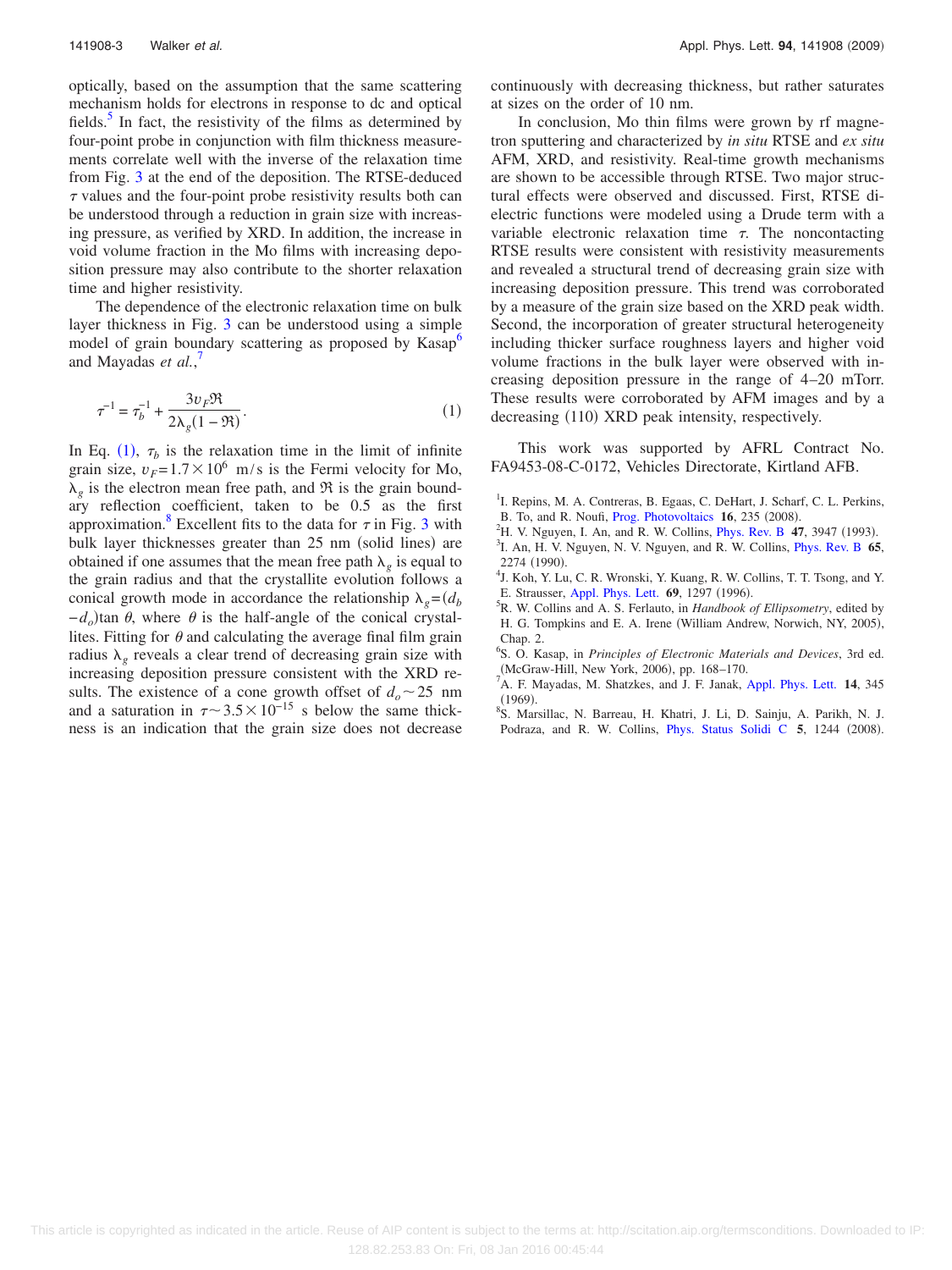optically, based on the assumption that the same scattering mechanism holds for electrons in response to dc and optical fields.[5] In fact, the resistivity of the films as determined by four-point probe in conjunction with film thickness measurements correlate well with the inverse of the relaxation time from Fig. 3 at the end of the deposition. The RTSE-deduced $\tau$ values and the four-point probe resistivity results both can be understood through a reduction in grain size with increasing pressure, as verified by XRD. In addition, the increase in void volume fraction in the Mo films with increasing deposition pressure may also contribute to the shorter relaxation time and higher resistivity.

The dependence of the electronic relaxation time on bulk layer thickness in Fig. 3 can be understood using a simple model of grain boundary scattering as proposed by Kasap[6] and Mayadas *et al.*,[7]

$$\tau^{-1} = \tau_b^{-1} + \frac{3v_F\Re}{2\lambda_g(1-\Re)}. \tag{1}$$

In Eq. (1), $\tau_b$ is the relaxation time in the limit of infinite grain size, $v_F = 1.7 \times 10^6$ m/s is the Fermi velocity for Mo, $\lambda_g$ is the electron mean free path, and $\Re$ is the grain boundary reflection coefficient, taken to be 0.5 as the first approximation.[8] Excellent fits to the data for $\tau$ in Fig. 3 with bulk layer thicknesses greater than 25 nm (solid lines) are obtained if one assumes that the mean free path $\lambda_g$ is equal to the grain radius and that the crystallite evolution follows a conical growth mode in accordance the relationship $\lambda_g = (d_b - d_o)\tan\theta$, where $\theta$ is the half-angle of the conical crystallites. Fitting for $\theta$ and calculating the average final film grain radius $\lambda_g$ reveals a clear trend of decreasing grain size with increasing deposition pressure consistent with the XRD results. The existence of a cone growth offset of $d_o \sim 25$ nm and a saturation in $\tau \sim 3.5 \times 10^{-15}$ s below the same thickness is an indication that the grain size does not decrease continuously with decreasing thickness, but rather saturates at sizes on the order of 10 nm.

In conclusion, Mo thin films were grown by rf magnetron sputtering and characterized by *in situ* RTSE and *ex situ* AFM, XRD, and resistivity. Real-time growth mechanisms are shown to be accessible through RTSE. Two major structural effects were observed and discussed. First, RTSE dielectric functions were modeled using a Drude term with a variable electronic relaxation time $\tau$. The noncontacting RTSE results were consistent with resistivity measurements and revealed a structural trend of decreasing grain size with increasing deposition pressure. This trend was corroborated by a measure of the grain size based on the XRD peak width. Second, the incorporation of greater structural heterogeneity including thicker surface roughness layers and higher void volume fractions in the bulk layer were observed with increasing deposition pressure in the range of 4–20 mTorr. These results were corroborated by AFM images and by a decreasing (110) XRD peak intensity, respectively.

This work was supported by AFRL Contract No. FA9453-08-C-0172, Vehicles Directorate, Kirtland AFB.

[1] I. Repins, M. A. Contreras, B. Egaas, C. DeHart, J. Scharf, C. L. Perkins, B. To, and R. Noufi, Prog. Photovoltaics **16**, 235 (2008).

[2] H. V. Nguyen, I. An, and R. W. Collins, Phys. Rev. B **47**, 3947 (1993).

[3] I. An, H. V. Nguyen, N. V. Nguyen, and R. W. Collins, Phys. Rev. B **65**, 2274 (1990).

[4] J. Koh, Y. Lu, C. R. Wronski, Y. Kuang, R. W. Collins, T. T. Tsong, and Y. E. Strausser, Appl. Phys. Lett. **69**, 1297 (1996).

[5] R. W. Collins and A. S. Ferlauto, in *Handbook of Ellipsometry*, edited by H. G. Tompkins and E. A. Irene (William Andrew, Norwich, NY, 2005), Chap. 2.

[6] S. O. Kasap, in *Principles of Electronic Materials and Devices*, 3rd ed. (McGraw-Hill, New York, 2006), pp. 168–170.

[7] A. F. Mayadas, M. Shatzkes, and J. F. Janak, Appl. Phys. Lett. **14**, 345 (1969).

[8] S. Marsillac, N. Barreau, H. Khatri, J. Li, D. Sainju, A. Parikh, N. J. Podraza, and R. W. Collins, Phys. Status Solidi C **5**, 1244 (2008).